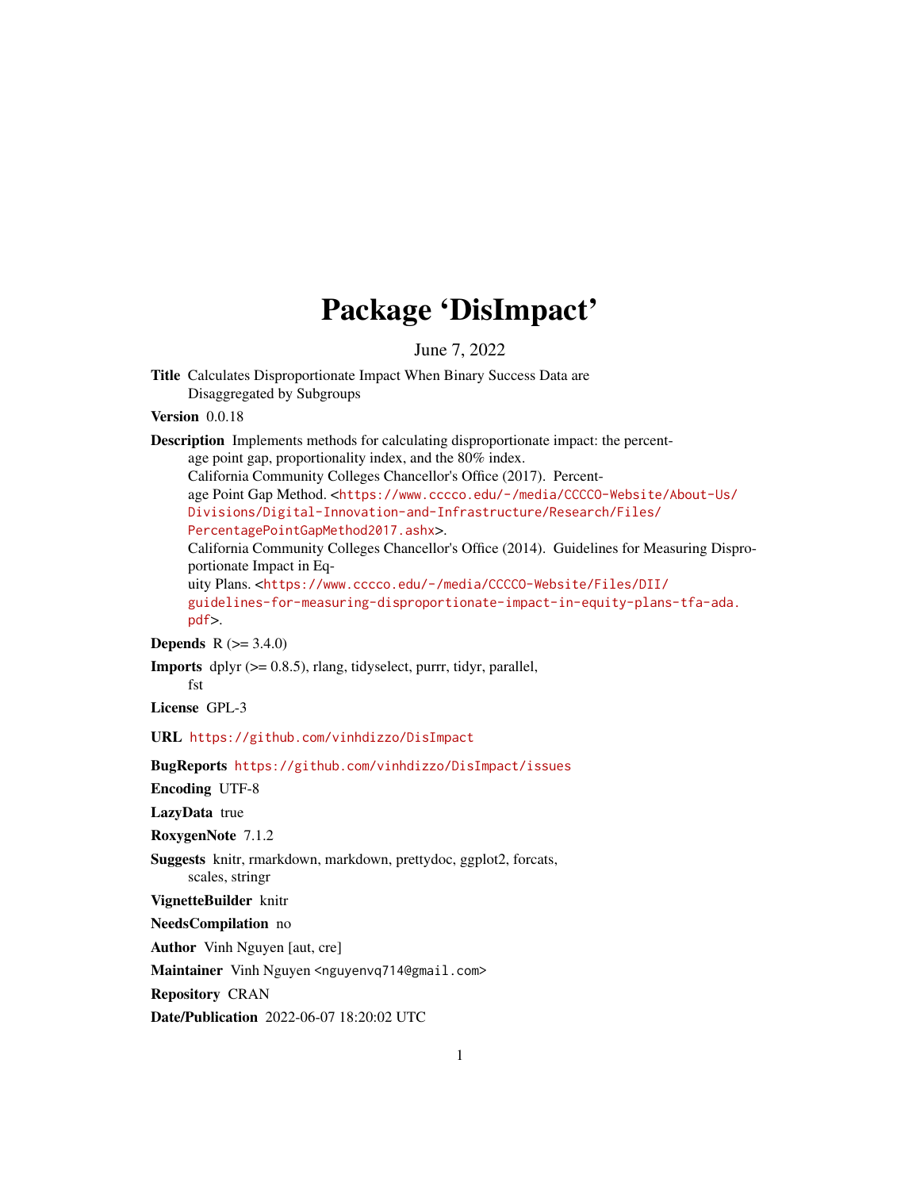# Package 'DisImpact'

June 7, 2022

**Title** Calculates Disproportionate Impact When Binary Success Data are Disaggregated by Subgroups

**Version** 0.0.18

**Description** Implements methods for calculating disproportionate impact: the percentage point gap, proportionality index, and the 80% index.
California Community Colleges Chancellor's Office (2017). Percentage Point Gap Method. <https://www.cccco.edu/-/media/CCCCO-Website/About-Us/Divisions/Digital-Innovation-and-Infrastructure/Research/Files/PercentagePointGapMethod2017.ashx>.
California Community Colleges Chancellor's Office (2014). Guidelines for Measuring Disproportionate Impact in Equity Plans. <https://www.cccco.edu/-/media/CCCCO-Website/Files/DII/guidelines-for-measuring-disproportionate-impact-in-equity-plans-tfa-ada.pdf>.

**Depends** R (>= 3.4.0)

**Imports** dplyr (>= 0.8.5), rlang, tidyselect, purrr, tidyr, parallel, fst

**License** GPL-3

**URL** https://github.com/vinhdizzo/DisImpact

**BugReports** https://github.com/vinhdizzo/DisImpact/issues

**Encoding** UTF-8

**LazyData** true

**RoxygenNote** 7.1.2

**Suggests** knitr, rmarkdown, markdown, prettydoc, ggplot2, forcats, scales, stringr

**VignetteBuilder** knitr

**NeedsCompilation** no

**Author** Vinh Nguyen [aut, cre]

**Maintainer** Vinh Nguyen <nguyenvq714@gmail.com>

**Repository** CRAN

**Date/Publication** 2022-06-07 18:20:02 UTC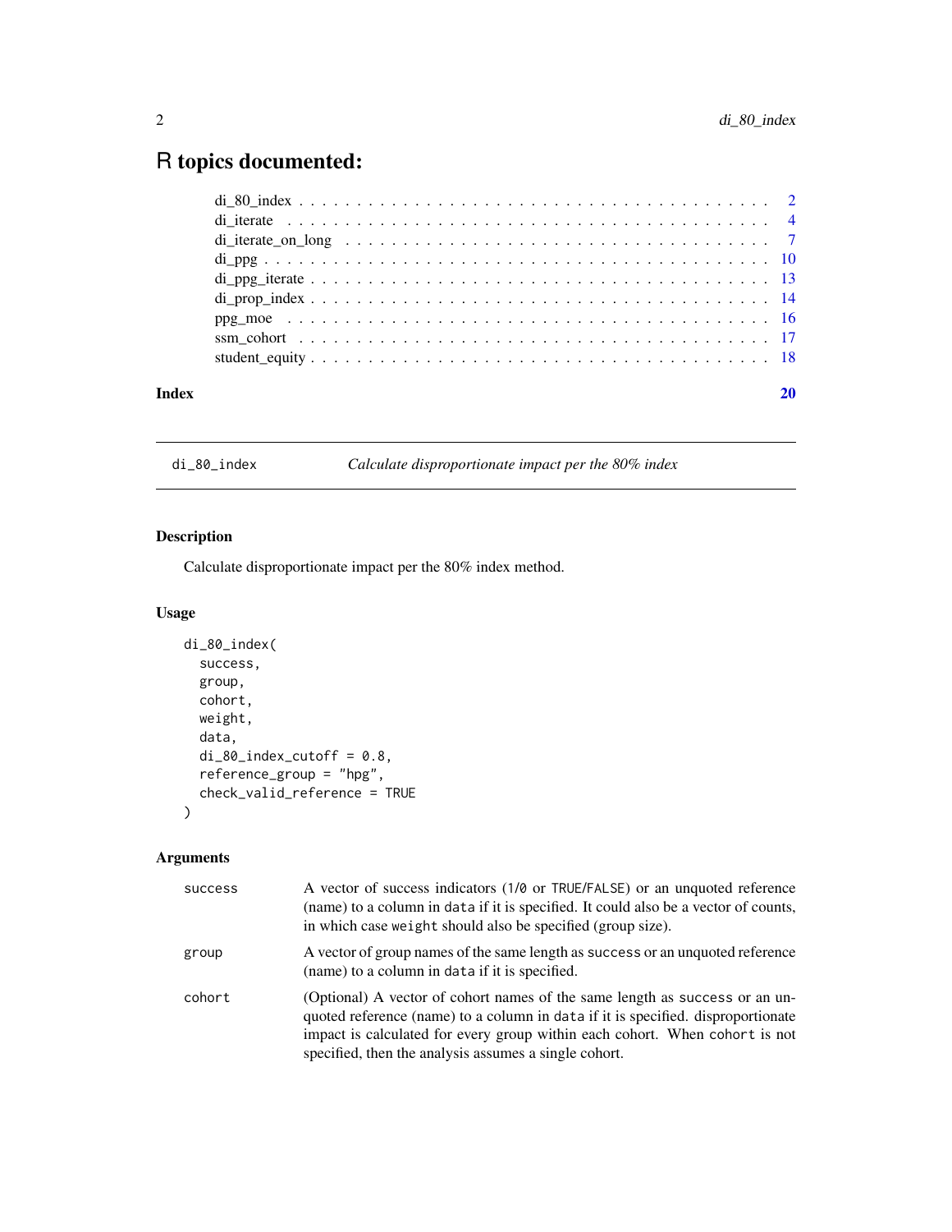# R topics documented:

| | |
|---|---|
| di_80_index | 2 |
| di_iterate | 4 |
| di_iterate_on_long | 7 |
| di_ppg | 10 |
| di_ppg_iterate | 13 |
| di_prop_index | 14 |
| ppg_moe | 16 |
| ssm_cohort | 17 |
| student_equity | 18 |
| **Index** | **20** |

---

## di_80_index *Calculate disproportionate impact per the 80% index*

### Description

Calculate disproportionate impact per the 80% index method.

### Usage

```
di_80_index(
  success,
  group,
  cohort,
  weight,
  data,
  di_80_index_cutoff = 0.8,
  reference_group = "hpg",
  check_valid_reference = TRUE
)
```

### Arguments

| | |
|---|---|
| success | A vector of success indicators (1/0 or TRUE/FALSE) or an unquoted reference (name) to a column in data if it is specified. It could also be a vector of counts, in which case weight should also be specified (group size). |
| group | A vector of group names of the same length as success or an unquoted reference (name) to a column in data if it is specified. |
| cohort | (Optional) A vector of cohort names of the same length as success or an unquoted reference (name) to a column in data if it is specified. disproportionate impact is calculated for every group within each cohort. When cohort is not specified, then the analysis assumes a single cohort. |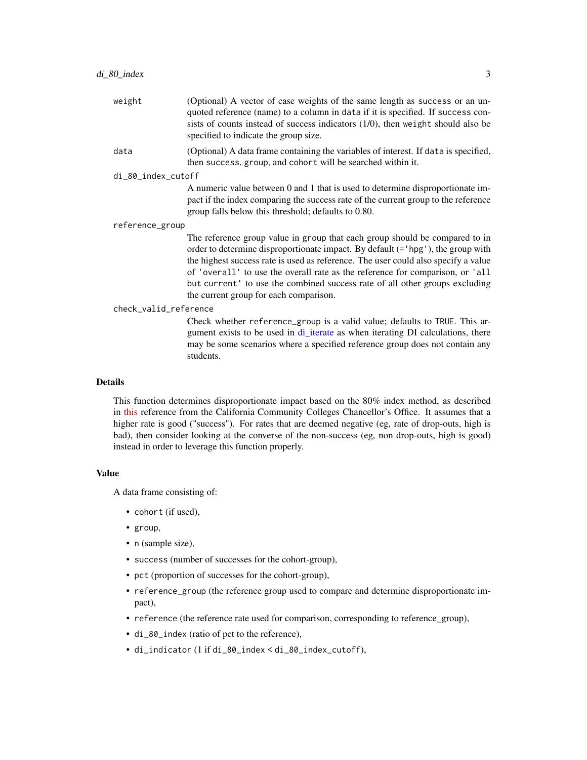weight
: (Optional) A vector of case weights of the same length as `success` or an unquoted reference (name) to a column in `data` if it is specified. If `success` consists of counts instead of success indicators (1/0), then `weight` should also be specified to indicate the group size.

data
: (Optional) A data frame containing the variables of interest. If `data` is specified, then `success`, `group`, and `cohort` will be searched within it.

di_80_index_cutoff
: A numeric value between 0 and 1 that is used to determine disproportionate impact if the index comparing the success rate of the current group to the reference group falls below this threshold; defaults to 0.80.

reference_group
: The reference group value in `group` that each group should be compared to in order to determine disproportionate impact. By default (`='hpg'`), the group with the highest success rate is used as reference. The user could also specify a value of `'overall'` to use the overall rate as the reference for comparison, or `'all but current'` to use the combined success rate of all other groups excluding the current group for each comparison.

check_valid_reference
: Check whether `reference_group` is a valid value; defaults to `TRUE`. This argument exists to be used in di_iterate as when iterating DI calculations, there may be some scenarios where a specified reference group does not contain any students.

## Details

This function determines disproportionate impact based on the 80% index method, as described in this reference from the California Community Colleges Chancellor's Office. It assumes that a higher rate is good ("success"). For rates that are deemed negative (eg, rate of drop-outs, high is bad), then consider looking at the converse of the non-success (eg, non drop-outs, high is good) instead in order to leverage this function properly.

## Value

A data frame consisting of:

- `cohort` (if used),
- `group`,
- `n` (sample size),
- `success` (number of successes for the cohort-group),
- `pct` (proportion of successes for the cohort-group),
- `reference_group` (the reference group used to compare and determine disproportionate impact),
- `reference` (the reference rate used for comparison, corresponding to reference_group),
- `di_80_index` (ratio of pct to the reference),
- `di_indicator` (1 if `di_80_index` < `di_80_index_cutoff`),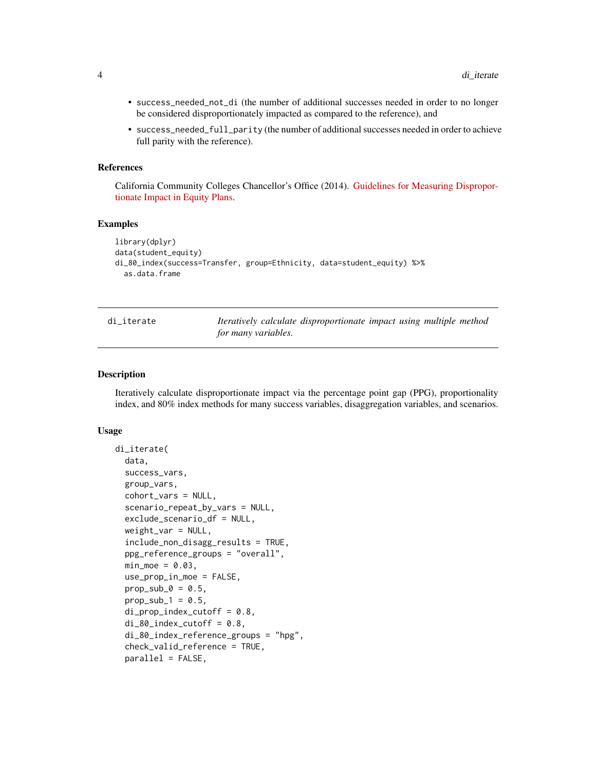- `success_needed_not_di` (the number of additional successes needed in order to no longer be considered disproportionately impacted as compared to the reference), and
- `success_needed_full_parity` (the number of additional successes needed in order to achieve full parity with the reference).

### References

California Community Colleges Chancellor's Office (2014). Guidelines for Measuring Disproportionate Impact in Equity Plans.

### Examples

```
library(dplyr)
data(student_equity)
di_80_index(success=Transfer, group=Ethnicity, data=student_equity) %>%
  as.data.frame
```

---

## di_iterate — *Iteratively calculate disproportionate impact using multiple method for many variables.*

---

### Description

Iteratively calculate disproportionate impact via the percentage point gap (PPG), proportionality index, and 80% index methods for many success variables, disaggregation variables, and scenarios.

### Usage

```
di_iterate(
  data,
  success_vars,
  group_vars,
  cohort_vars = NULL,
  scenario_repeat_by_vars = NULL,
  exclude_scenario_df = NULL,
  weight_var = NULL,
  include_non_disagg_results = TRUE,
  ppg_reference_groups = "overall",
  min_moe = 0.03,
  use_prop_in_moe = FALSE,
  prop_sub_0 = 0.5,
  prop_sub_1 = 0.5,
  di_prop_index_cutoff = 0.8,
  di_80_index_cutoff = 0.8,
  di_80_index_reference_groups = "hpg",
  check_valid_reference = TRUE,
  parallel = FALSE,
```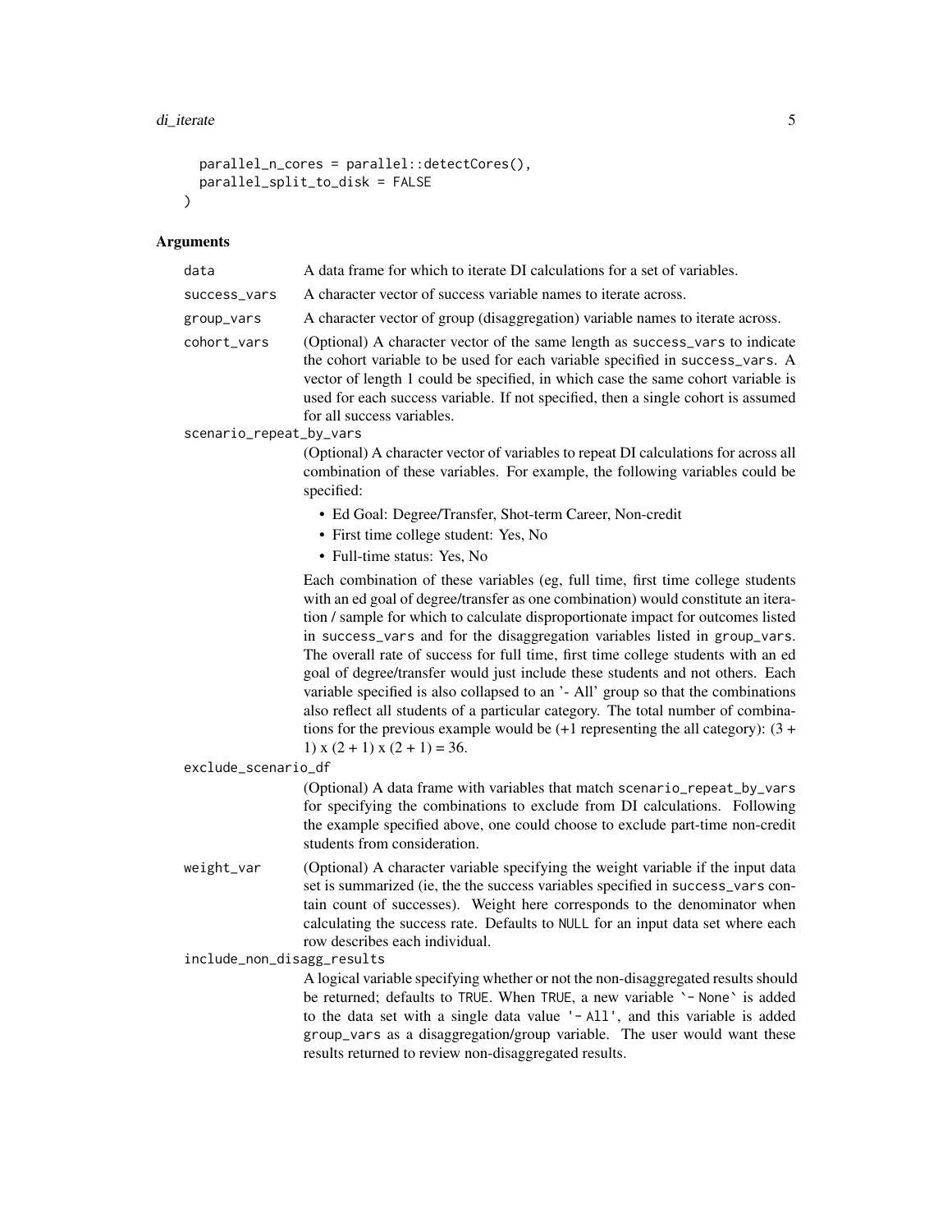```
  parallel_n_cores = parallel::detectCores(),
  parallel_split_to_disk = FALSE
)
```

## Arguments

**data** A data frame for which to iterate DI calculations for a set of variables.

**success_vars** A character vector of success variable names to iterate across.

**group_vars** A character vector of group (disaggregation) variable names to iterate across.

**cohort_vars** (Optional) A character vector of the same length as `success_vars` to indicate the cohort variable to be used for each variable specified in `success_vars`. A vector of length 1 could be specified, in which case the same cohort variable is used for each success variable. If not specified, then a single cohort is assumed for all success variables.

**scenario_repeat_by_vars** (Optional) A character vector of variables to repeat DI calculations for across all combination of these variables. For example, the following variables could be specified:

- Ed Goal: Degree/Transfer, Shot-term Career, Non-credit
- First time college student: Yes, No
- Full-time status: Yes, No

Each combination of these variables (eg, full time, first time college students with an ed goal of degree/transfer as one combination) would constitute an iteration / sample for which to calculate disproportionate impact for outcomes listed in `success_vars` and for the disaggregation variables listed in `group_vars`. The overall rate of success for full time, first time college students with an ed goal of degree/transfer would just include these students and not others. Each variable specified is also collapsed to an '- All' group so that the combinations also reflect all students of a particular category. The total number of combinations for the previous example would be (+1 representing the all category): (3 + 1) x (2 + 1) x (2 + 1) = 36.

**exclude_scenario_df** (Optional) A data frame with variables that match `scenario_repeat_by_vars` for specifying the combinations to exclude from DI calculations. Following the example specified above, one could choose to exclude part-time non-credit students from consideration.

**weight_var** (Optional) A character variable specifying the weight variable if the input data set is summarized (ie, the the success variables specified in `success_vars` contain count of successes). Weight here corresponds to the denominator when calculating the success rate. Defaults to `NULL` for an input data set where each row describes each individual.

**include_non_disagg_results** A logical variable specifying whether or not the non-disaggregated results should be returned; defaults to `TRUE`. When `TRUE`, a new variable `` `- None` `` is added to the data set with a single data value `'- All'`, and this variable is added `group_vars` as a disaggregation/group variable. The user would want these results returned to review non-disaggregated results.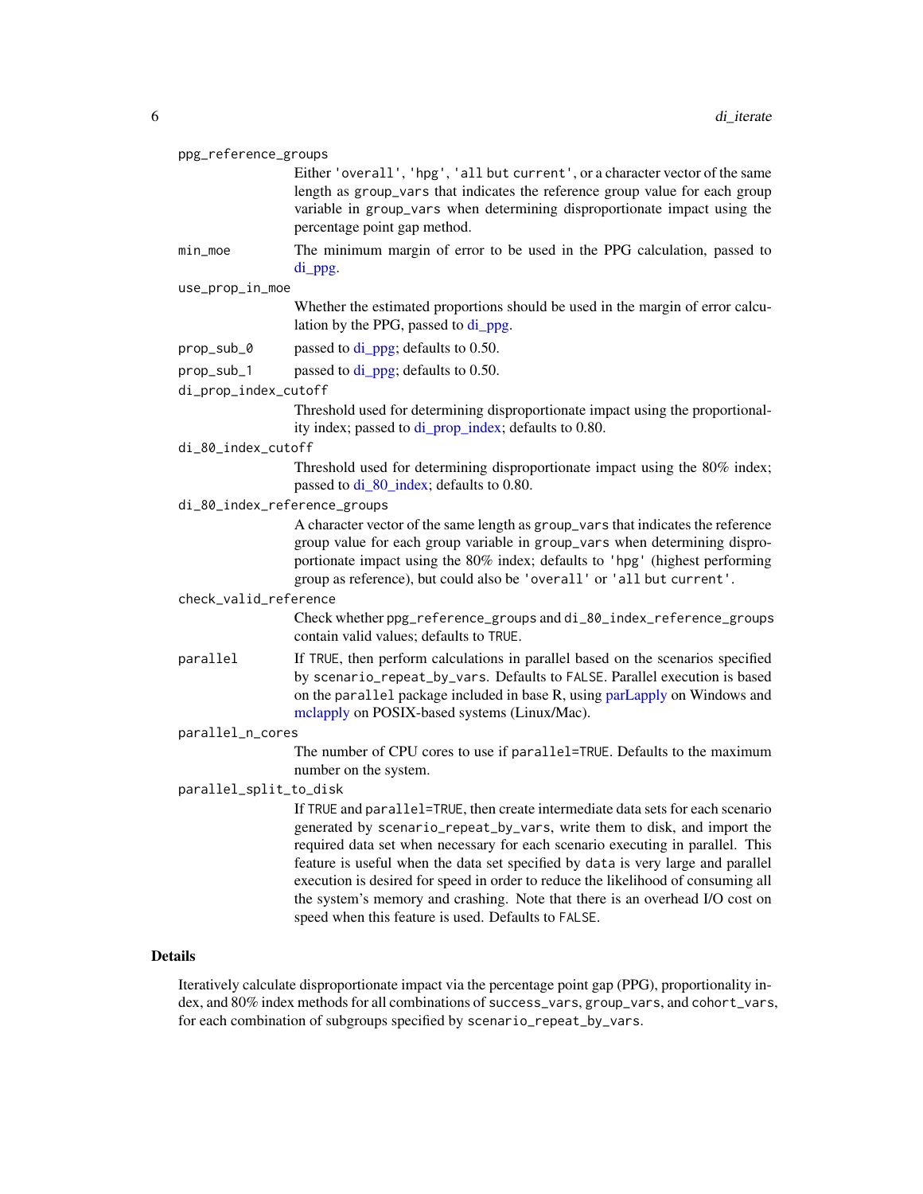`ppg_reference_groups`
: Either `'overall'`, `'hpg'`, `'all but current'`, or a character vector of the same length as `group_vars` that indicates the reference group value for each group variable in `group_vars` when determining disproportionate impact using the percentage point gap method.

`min_moe`
: The minimum margin of error to be used in the PPG calculation, passed to di_ppg.

`use_prop_in_moe`
: Whether the estimated proportions should be used in the margin of error calculation by the PPG, passed to di_ppg.

`prop_sub_0`
: passed to di_ppg; defaults to 0.50.

`prop_sub_1`
: passed to di_ppg; defaults to 0.50.

`di_prop_index_cutoff`
: Threshold used for determining disproportionate impact using the proportionality index; passed to di_prop_index; defaults to 0.80.

`di_80_index_cutoff`
: Threshold used for determining disproportionate impact using the 80% index; passed to di_80_index; defaults to 0.80.

`di_80_index_reference_groups`
: A character vector of the same length as `group_vars` that indicates the reference group value for each group variable in `group_vars` when determining disproportionate impact using the 80% index; defaults to `'hpg'` (highest performing group as reference), but could also be `'overall'` or `'all but current'`.

`check_valid_reference`
: Check whether `ppg_reference_groups` and `di_80_index_reference_groups` contain valid values; defaults to `TRUE`.

`parallel`
: If `TRUE`, then perform calculations in parallel based on the scenarios specified by `scenario_repeat_by_vars`. Defaults to `FALSE`. Parallel execution is based on the `parallel` package included in base R, using parLapply on Windows and mclapply on POSIX-based systems (Linux/Mac).

`parallel_n_cores`
: The number of CPU cores to use if `parallel=TRUE`. Defaults to the maximum number on the system.

`parallel_split_to_disk`
: If `TRUE` and `parallel=TRUE`, then create intermediate data sets for each scenario generated by `scenario_repeat_by_vars`, write them to disk, and import the required data set when necessary for each scenario executing in parallel. This feature is useful when the data set specified by `data` is very large and parallel execution is desired for speed in order to reduce the likelihood of consuming all the system's memory and crashing. Note that there is an overhead I/O cost on speed when this feature is used. Defaults to `FALSE`.

## Details

Iteratively calculate disproportionate impact via the percentage point gap (PPG), proportionality index, and 80% index methods for all combinations of `success_vars`, `group_vars`, and `cohort_vars`, for each combination of subgroups specified by `scenario_repeat_by_vars`.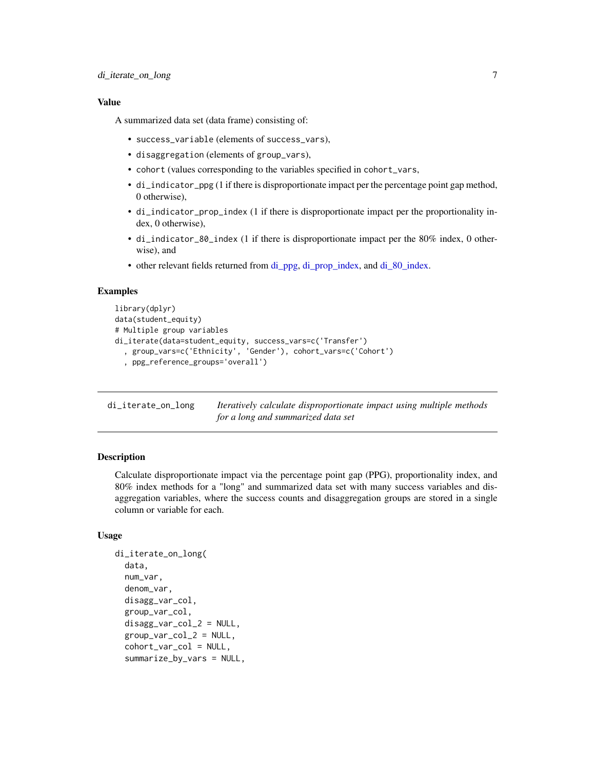## Value

A summarized data set (data frame) consisting of:

- `success_variable` (elements of `success_vars`),
- `disaggregation` (elements of `group_vars`),
- `cohort` (values corresponding to the variables specified in `cohort_vars`,
- `di_indicator_ppg` (1 if there is disproportionate impact per the percentage point gap method, 0 otherwise),
- `di_indicator_prop_index` (1 if there is disproportionate impact per the proportionality index, 0 otherwise),
- `di_indicator_80_index` (1 if there is disproportionate impact per the 80% index, 0 otherwise), and
- other relevant fields returned from di_ppg, di_prop_index, and di_80_index.

## Examples

```
library(dplyr)
data(student_equity)
# Multiple group variables
di_iterate(data=student_equity, success_vars=c('Transfer')
  , group_vars=c('Ethnicity', 'Gender'), cohort_vars=c('Cohort')
  , ppg_reference_groups='overall')
```

---

# di_iterate_on_long

*Iteratively calculate disproportionate impact using multiple methods for a long and summarized data set*

---

## Description

Calculate disproportionate impact via the percentage point gap (PPG), proportionality index, and 80% index methods for a "long" and summarized data set with many success variables and disaggregation variables, where the success counts and disaggregation groups are stored in a single column or variable for each.

## Usage

```
di_iterate_on_long(
  data,
  num_var,
  denom_var,
  disagg_var_col,
  group_var_col,
  disagg_var_col_2 = NULL,
  group_var_col_2 = NULL,
  cohort_var_col = NULL,
  summarize_by_vars = NULL,
```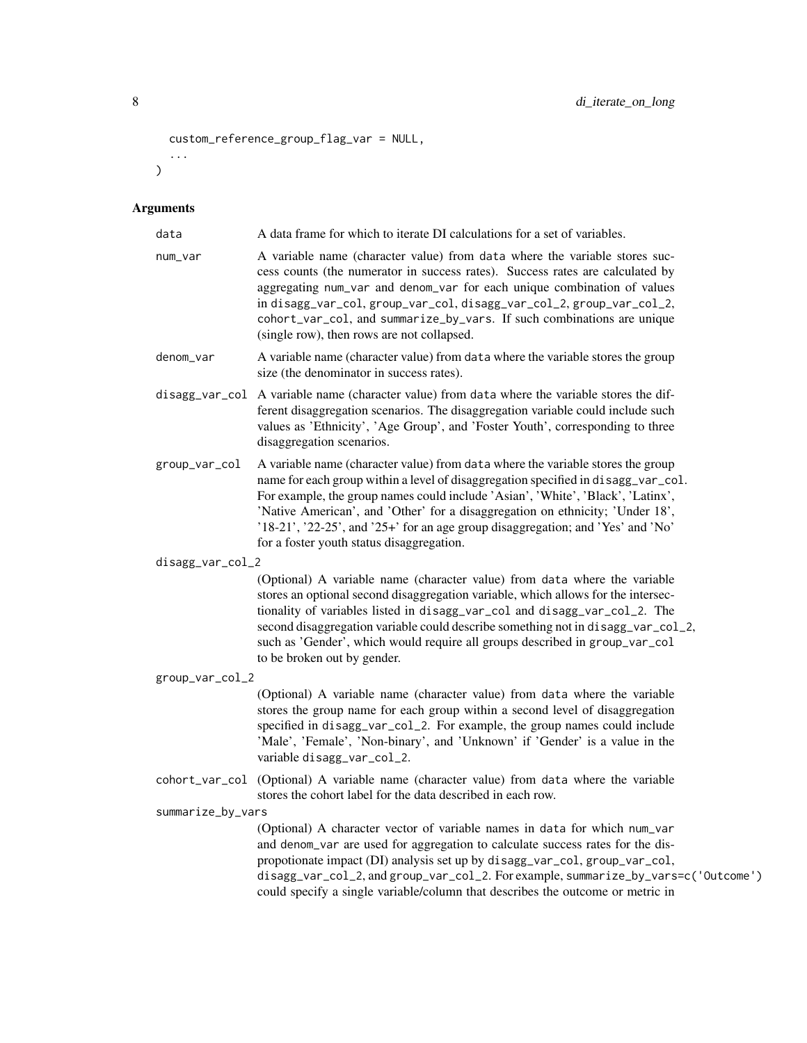```
  custom_reference_group_flag_var = NULL,
  ...
)
```

## Arguments

**data** A data frame for which to iterate DI calculations for a set of variables.

**num_var** A variable name (character value) from `data` where the variable stores success counts (the numerator in success rates). Success rates are calculated by aggregating `num_var` and `denom_var` for each unique combination of values in `disagg_var_col`, `group_var_col`, `disagg_var_col_2`, `group_var_col_2`, `cohort_var_col`, and `summarize_by_vars`. If such combinations are unique (single row), then rows are not collapsed.

**denom_var** A variable name (character value) from `data` where the variable stores the group size (the denominator in success rates).

**disagg_var_col** A variable name (character value) from `data` where the variable stores the different disaggregation scenarios. The disaggregation variable could include such values as 'Ethnicity', 'Age Group', and 'Foster Youth', corresponding to three disaggregation scenarios.

**group_var_col** A variable name (character value) from `data` where the variable stores the group name for each group within a level of disaggregation specified in `disagg_var_col`. For example, the group names could include 'Asian', 'White', 'Black', 'Latinx', 'Native American', and 'Other' for a disaggregation on ethnicity; 'Under 18', '18-21', '22-25', and '25+' for an age group disaggregation; and 'Yes' and 'No' for a foster youth status disaggregation.

**disagg_var_col_2** (Optional) A variable name (character value) from `data` where the variable stores an optional second disaggregation variable, which allows for the intersectionality of variables listed in `disagg_var_col` and `disagg_var_col_2`. The second disaggregation variable could describe something not in `disagg_var_col_2`, such as 'Gender', which would require all groups described in `group_var_col` to be broken out by gender.

**group_var_col_2** (Optional) A variable name (character value) from `data` where the variable stores the group name for each group within a second level of disaggregation specified in `disagg_var_col_2`. For example, the group names could include 'Male', 'Female', 'Non-binary', and 'Unknown' if 'Gender' is a value in the variable `disagg_var_col_2`.

**cohort_var_col** (Optional) A variable name (character value) from `data` where the variable stores the cohort label for the data described in each row.

**summarize_by_vars** (Optional) A character vector of variable names in `data` for which `num_var` and `denom_var` are used for aggregation to calculate success rates for the dispropotionate impact (DI) analysis set up by `disagg_var_col`, `group_var_col`, `disagg_var_col_2`, and `group_var_col_2`. For example, `summarize_by_vars=c('Outcome')` could specify a single variable/column that describes the outcome or metric in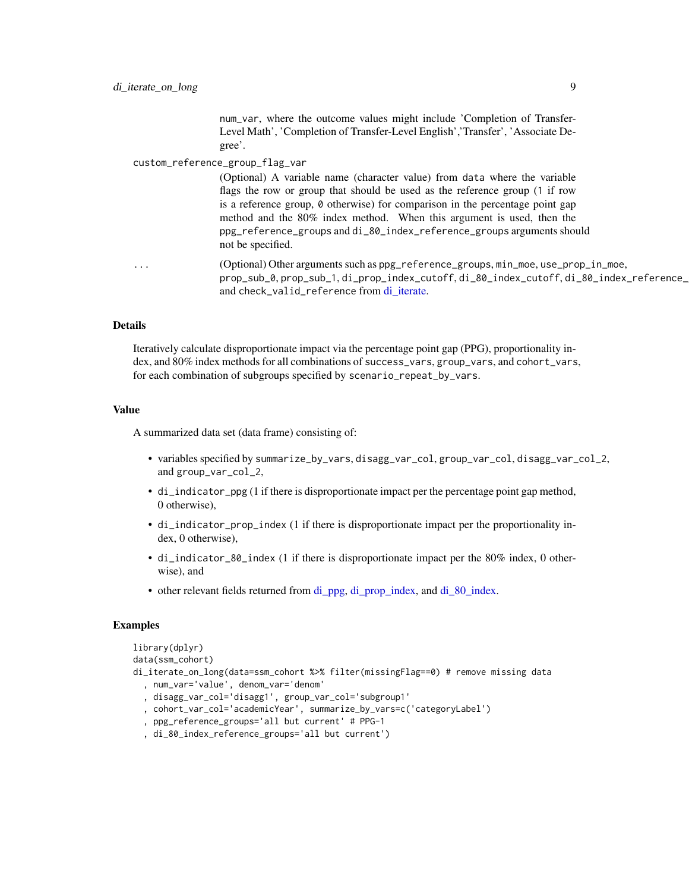num_var, where the outcome values might include 'Completion of Transfer-Level Math', 'Completion of Transfer-Level English','Transfer', 'Associate Degree'.

custom_reference_group_flag_var
: (Optional) A variable name (character value) from data where the variable flags the row or group that should be used as the reference group (1 if row is a reference group, 0 otherwise) for comparison in the percentage point gap method and the 80% index method. When this argument is used, then the ppg_reference_groups and di_80_index_reference_groups arguments should not be specified.

...
: (Optional) Other arguments such as ppg_reference_groups, min_moe, use_prop_in_moe, prop_sub_0, prop_sub_1, di_prop_index_cutoff, di_80_index_cutoff, di_80_index_reference_ and check_valid_reference from di_iterate.

## Details

Iteratively calculate disproportionate impact via the percentage point gap (PPG), proportionality index, and 80% index methods for all combinations of success_vars, group_vars, and cohort_vars, for each combination of subgroups specified by scenario_repeat_by_vars.

## Value

A summarized data set (data frame) consisting of:

- variables specified by summarize_by_vars, disagg_var_col, group_var_col, disagg_var_col_2, and group_var_col_2,
- di_indicator_ppg (1 if there is disproportionate impact per the percentage point gap method, 0 otherwise),
- di_indicator_prop_index (1 if there is disproportionate impact per the proportionality index, 0 otherwise),
- di_indicator_80_index (1 if there is disproportionate impact per the 80% index, 0 otherwise), and
- other relevant fields returned from di_ppg, di_prop_index, and di_80_index.

## Examples

```
library(dplyr)
data(ssm_cohort)
di_iterate_on_long(data=ssm_cohort %>% filter(missingFlag==0) # remove missing data
  , num_var='value', denom_var='denom'
  , disagg_var_col='disagg1', group_var_col='subgroup1'
  , cohort_var_col='academicYear', summarize_by_vars=c('categoryLabel')
  , ppg_reference_groups='all but current' # PPG-1
  , di_80_index_reference_groups='all but current')
```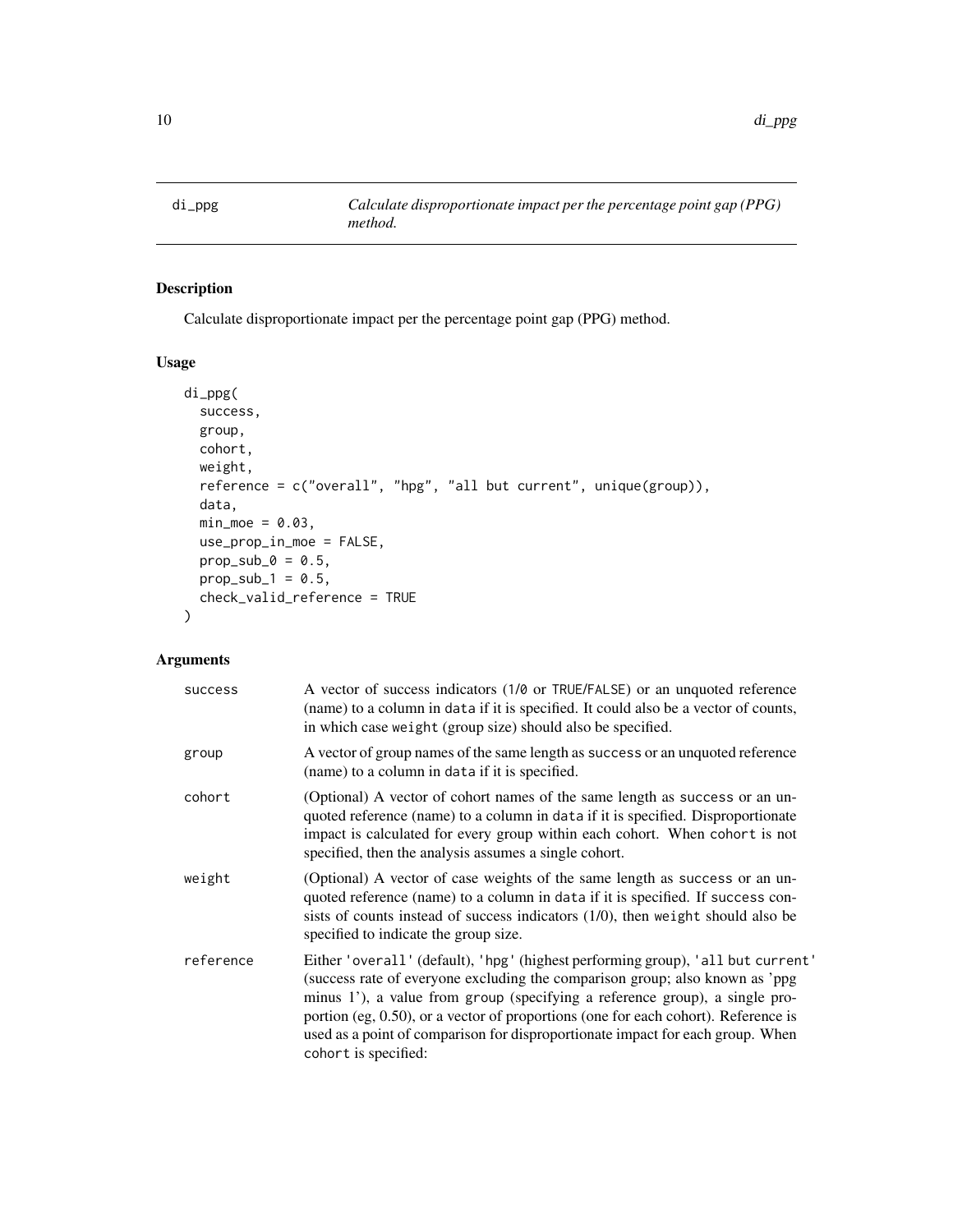## di_ppg — *Calculate disproportionate impact per the percentage point gap (PPG) method.*

### Description

Calculate disproportionate impact per the percentage point gap (PPG) method.

### Usage

```
di_ppg(
  success,
  group,
  cohort,
  weight,
  reference = c("overall", "hpg", "all but current", unique(group)),
  data,
  min_moe = 0.03,
  use_prop_in_moe = FALSE,
  prop_sub_0 = 0.5,
  prop_sub_1 = 0.5,
  check_valid_reference = TRUE
)
```

### Arguments

| Argument | Description |
| --- | --- |
| `success` | A vector of success indicators (1/0 or TRUE/FALSE) or an unquoted reference (name) to a column in `data` if it is specified. It could also be a vector of counts, in which case `weight` (group size) should also be specified. |
| `group` | A vector of group names of the same length as `success` or an unquoted reference (name) to a column in `data` if it is specified. |
| `cohort` | (Optional) A vector of cohort names of the same length as `success` or an unquoted reference (name) to a column in `data` if it is specified. Disproportionate impact is calculated for every group within each cohort. When `cohort` is not specified, then the analysis assumes a single cohort. |
| `weight` | (Optional) A vector of case weights of the same length as `success` or an unquoted reference (name) to a column in `data` if it is specified. If `success` consists of counts instead of success indicators (1/0), then `weight` should also be specified to indicate the group size. |
| `reference` | Either `'overall'` (default), `'hpg'` (highest performing group), `'all but current'` (success rate of everyone excluding the comparison group; also known as 'ppg minus 1'), a value from `group` (specifying a reference group), a single proportion (eg, 0.50), or a vector of proportions (one for each cohort). Reference is used as a point of comparison for disproportionate impact for each group. When `cohort` is specified: |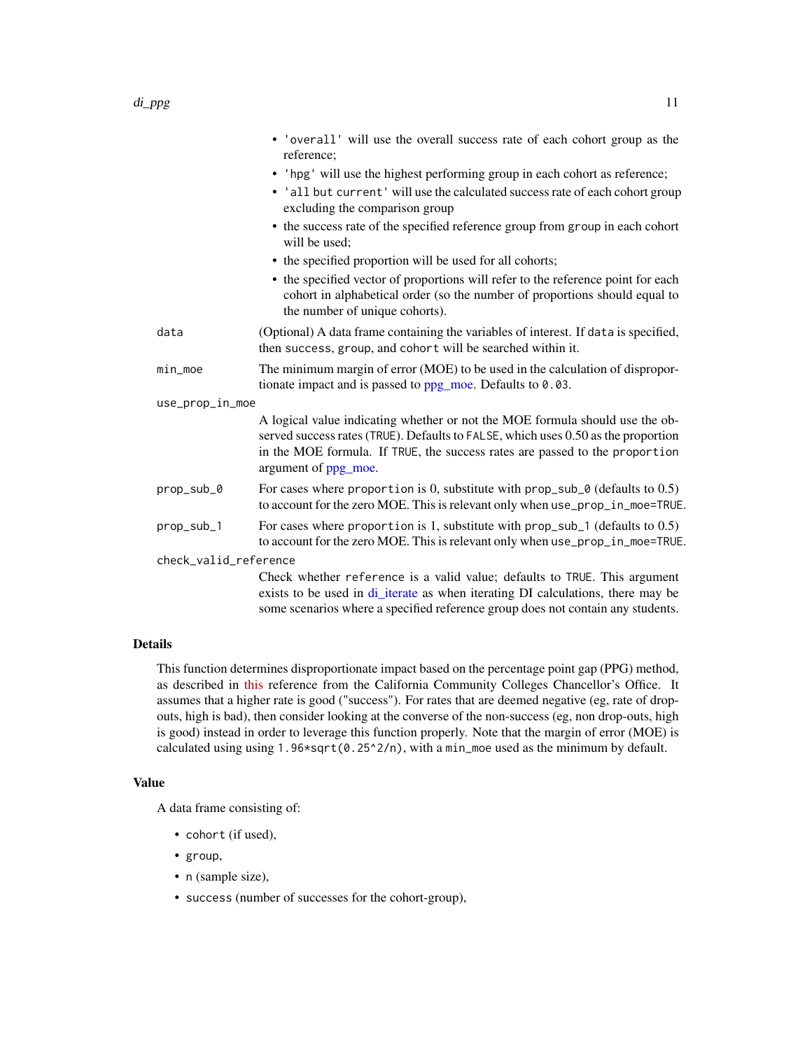- 'overall' will use the overall success rate of each cohort group as the reference;
- 'hpg' will use the highest performing group in each cohort as reference;
- 'all but current' will use the calculated success rate of each cohort group excluding the comparison group
- the success rate of the specified reference group from group in each cohort will be used;
- the specified proportion will be used for all cohorts;
- the specified vector of proportions will refer to the reference point for each cohort in alphabetical order (so the number of proportions should equal to the number of unique cohorts).

`data`
: (Optional) A data frame containing the variables of interest. If data is specified, then success, group, and cohort will be searched within it.

`min_moe`
: The minimum margin of error (MOE) to be used in the calculation of disproportionate impact and is passed to ppg_moe. Defaults to 0.03.

`use_prop_in_moe`
: A logical value indicating whether or not the MOE formula should use the observed success rates (TRUE). Defaults to FALSE, which uses 0.50 as the proportion in the MOE formula. If TRUE, the success rates are passed to the proportion argument of ppg_moe.

`prop_sub_0`
: For cases where proportion is 0, substitute with prop_sub_0 (defaults to 0.5) to account for the zero MOE. This is relevant only when use_prop_in_moe=TRUE.

`prop_sub_1`
: For cases where proportion is 1, substitute with prop_sub_1 (defaults to 0.5) to account for the zero MOE. This is relevant only when use_prop_in_moe=TRUE.

`check_valid_reference`
: Check whether reference is a valid value; defaults to TRUE. This argument exists to be used in di_iterate as when iterating DI calculations, there may be some scenarios where a specified reference group does not contain any students.

## Details

This function determines disproportionate impact based on the percentage point gap (PPG) method, as described in this reference from the California Community Colleges Chancellor's Office. It assumes that a higher rate is good ("success"). For rates that are deemed negative (eg, rate of drop-outs, high is bad), then consider looking at the converse of the non-success (eg, non drop-outs, high is good) instead in order to leverage this function properly. Note that the margin of error (MOE) is calculated using using `1.96*sqrt(0.25^2/n)`, with a min_moe used as the minimum by default.

## Value

A data frame consisting of:

- cohort (if used),
- group,
- n (sample size),
- success (number of successes for the cohort-group),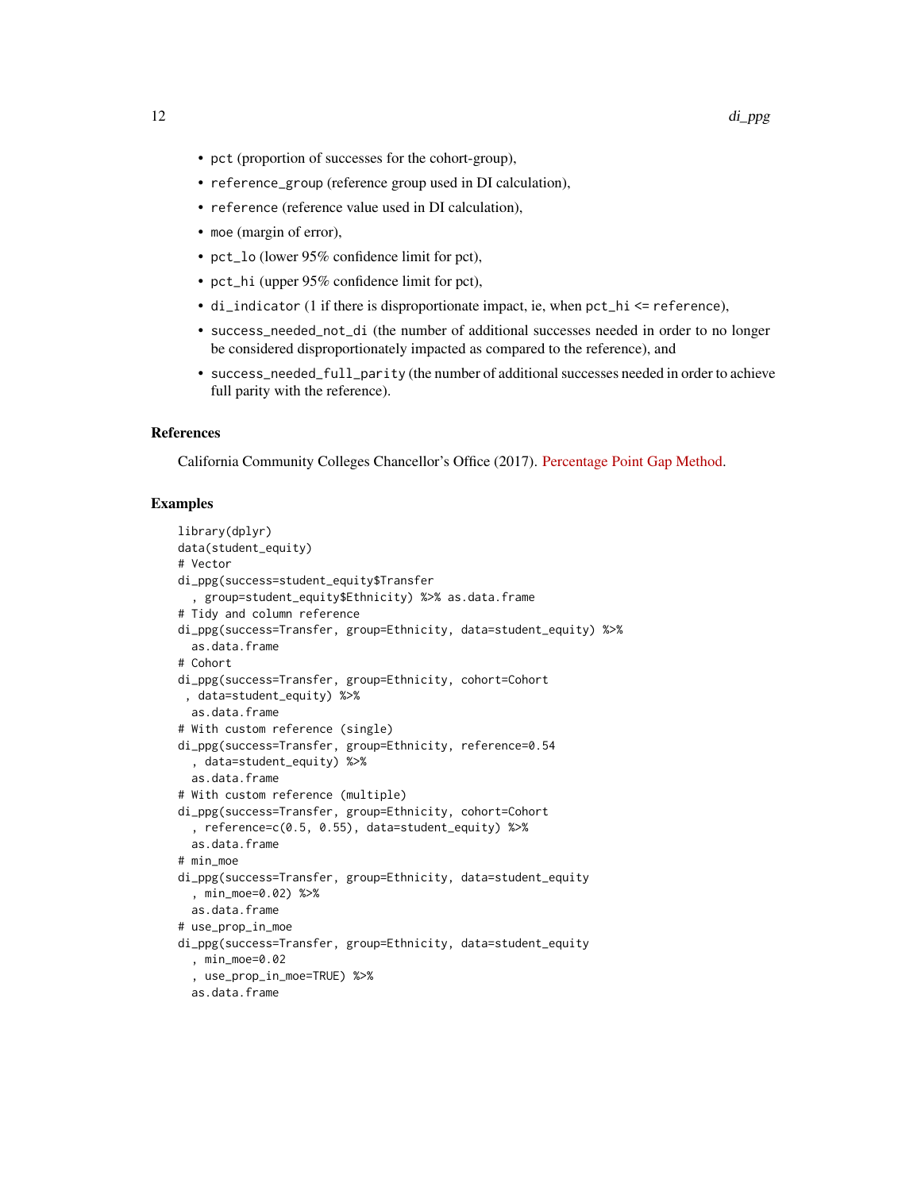- `pct` (proportion of successes for the cohort-group),
- `reference_group` (reference group used in DI calculation),
- `reference` (reference value used in DI calculation),
- `moe` (margin of error),
- `pct_lo` (lower 95% confidence limit for pct),
- `pct_hi` (upper 95% confidence limit for pct),
- `di_indicator` (1 if there is disproportionate impact, ie, when `pct_hi <= reference`),
- `success_needed_not_di` (the number of additional successes needed in order to no longer be considered disproportionately impacted as compared to the reference), and
- `success_needed_full_parity` (the number of additional successes needed in order to achieve full parity with the reference).

## References

California Community Colleges Chancellor's Office (2017). Percentage Point Gap Method.

## Examples

```
library(dplyr)
data(student_equity)
# Vector
di_ppg(success=student_equity$Transfer
  , group=student_equity$Ethnicity) %>% as.data.frame
# Tidy and column reference
di_ppg(success=Transfer, group=Ethnicity, data=student_equity) %>%
  as.data.frame
# Cohort
di_ppg(success=Transfer, group=Ethnicity, cohort=Cohort
 , data=student_equity) %>%
  as.data.frame
# With custom reference (single)
di_ppg(success=Transfer, group=Ethnicity, reference=0.54
  , data=student_equity) %>%
  as.data.frame
# With custom reference (multiple)
di_ppg(success=Transfer, group=Ethnicity, cohort=Cohort
  , reference=c(0.5, 0.55), data=student_equity) %>%
  as.data.frame
# min_moe
di_ppg(success=Transfer, group=Ethnicity, data=student_equity
  , min_moe=0.02) %>%
  as.data.frame
# use_prop_in_moe
di_ppg(success=Transfer, group=Ethnicity, data=student_equity
  , min_moe=0.02
  , use_prop_in_moe=TRUE) %>%
  as.data.frame
```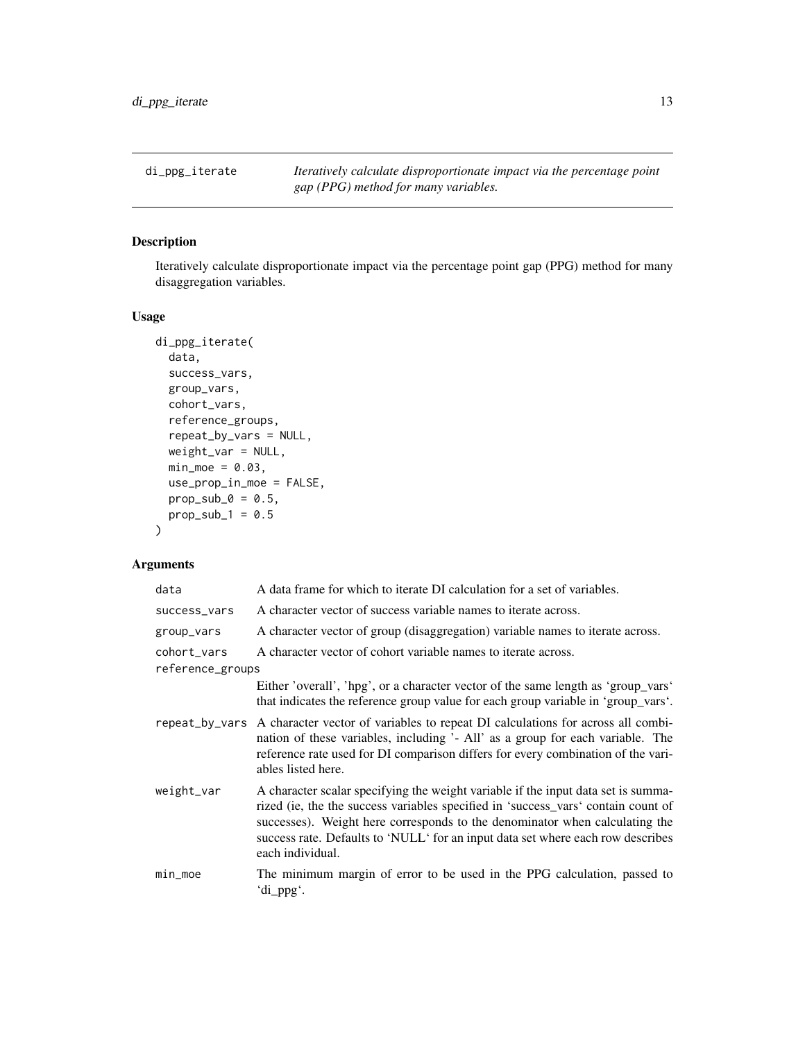# di_ppg_iterate

*Iteratively calculate disproportionate impact via the percentage point gap (PPG) method for many variables.*

## Description

Iteratively calculate disproportionate impact via the percentage point gap (PPG) method for many disaggregation variables.

## Usage

```
di_ppg_iterate(
  data,
  success_vars,
  group_vars,
  cohort_vars,
  reference_groups,
  repeat_by_vars = NULL,
  weight_var = NULL,
  min_moe = 0.03,
  use_prop_in_moe = FALSE,
  prop_sub_0 = 0.5,
  prop_sub_1 = 0.5
)
```

## Arguments

| Argument | Description |
|---|---|
| data | A data frame for which to iterate DI calculation for a set of variables. |
| success_vars | A character vector of success variable names to iterate across. |
| group_vars | A character vector of group (disaggregation) variable names to iterate across. |
| cohort_vars | A character vector of cohort variable names to iterate across. |
| reference_groups | Either 'overall', 'hpg', or a character vector of the same length as 'group_vars' that indicates the reference group value for each group variable in 'group_vars'. |
| repeat_by_vars | A character vector of variables to repeat DI calculations for across all combination of these variables, including '- All' as a group for each variable. The reference rate used for DI comparison differs for every combination of the variables listed here. |
| weight_var | A character scalar specifying the weight variable if the input data set is summarized (ie, the the success variables specified in 'success_vars' contain count of successes). Weight here corresponds to the denominator when calculating the success rate. Defaults to 'NULL' for an input data set where each row describes each individual. |
| min_moe | The minimum margin of error to be used in the PPG calculation, passed to 'di_ppg'. |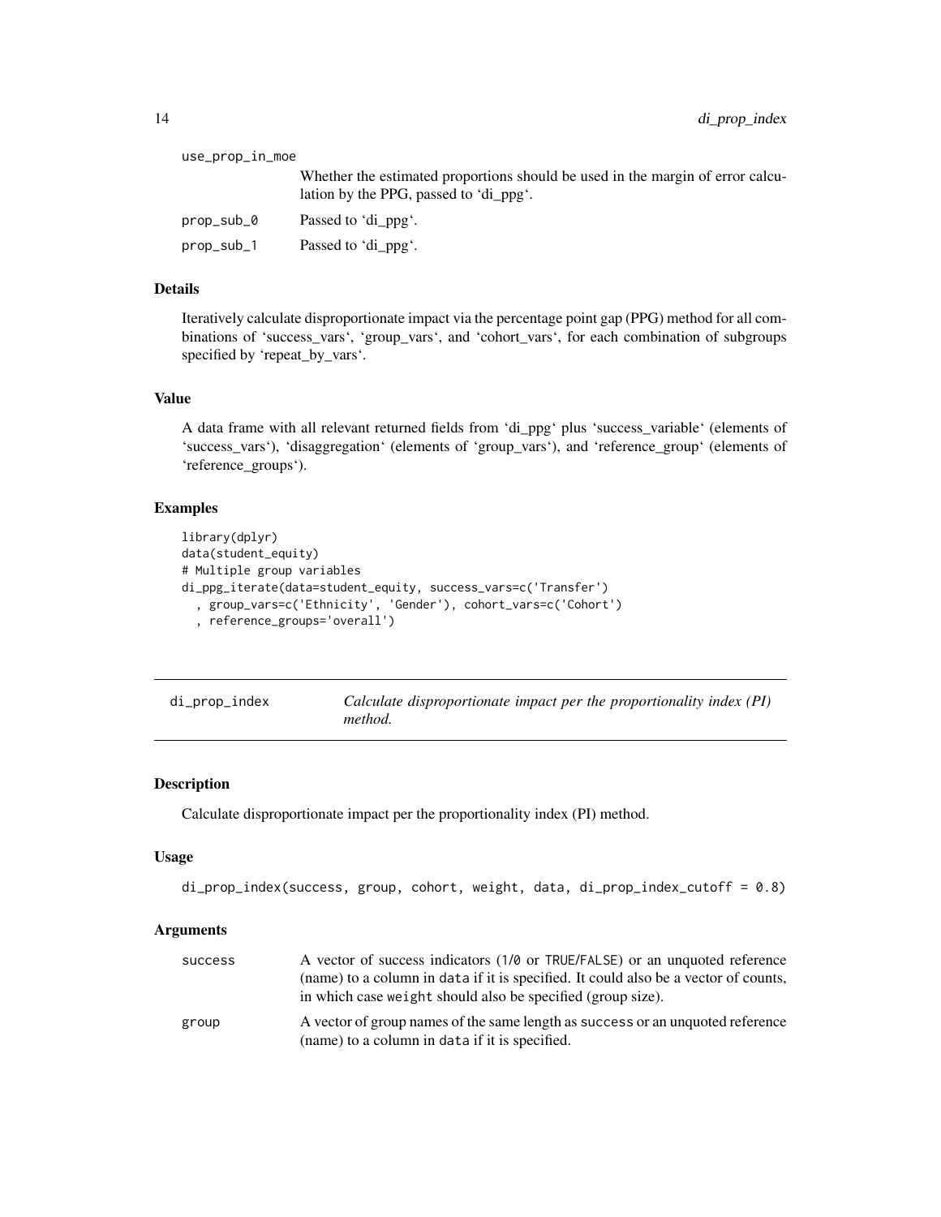use_prop_in_moe
: Whether the estimated proportions should be used in the margin of error calculation by the PPG, passed to 'di_ppg'.

prop_sub_0
: Passed to 'di_ppg'.

prop_sub_1
: Passed to 'di_ppg'.

### Details

Iteratively calculate disproportionate impact via the percentage point gap (PPG) method for all combinations of 'success_vars', 'group_vars', and 'cohort_vars', for each combination of subgroups specified by 'repeat_by_vars'.

### Value

A data frame with all relevant returned fields from 'di_ppg' plus 'success_variable' (elements of 'success_vars'), 'disaggregation' (elements of 'group_vars'), and 'reference_group' (elements of 'reference_groups').

### Examples

```
library(dplyr)
data(student_equity)
# Multiple group variables
di_ppg_iterate(data=student_equity, success_vars=c('Transfer')
  , group_vars=c('Ethnicity', 'Gender'), cohort_vars=c('Cohort')
  , reference_groups='overall')
```

---

## di_prop_index — *Calculate disproportionate impact per the proportionality index (PI) method.*

### Description

Calculate disproportionate impact per the proportionality index (PI) method.

### Usage

```
di_prop_index(success, group, cohort, weight, data, di_prop_index_cutoff = 0.8)
```

### Arguments

success
: A vector of success indicators (1/0 or TRUE/FALSE) or an unquoted reference (name) to a column in data if it is specified. It could also be a vector of counts, in which case weight should also be specified (group size).

group
: A vector of group names of the same length as success or an unquoted reference (name) to a column in data if it is specified.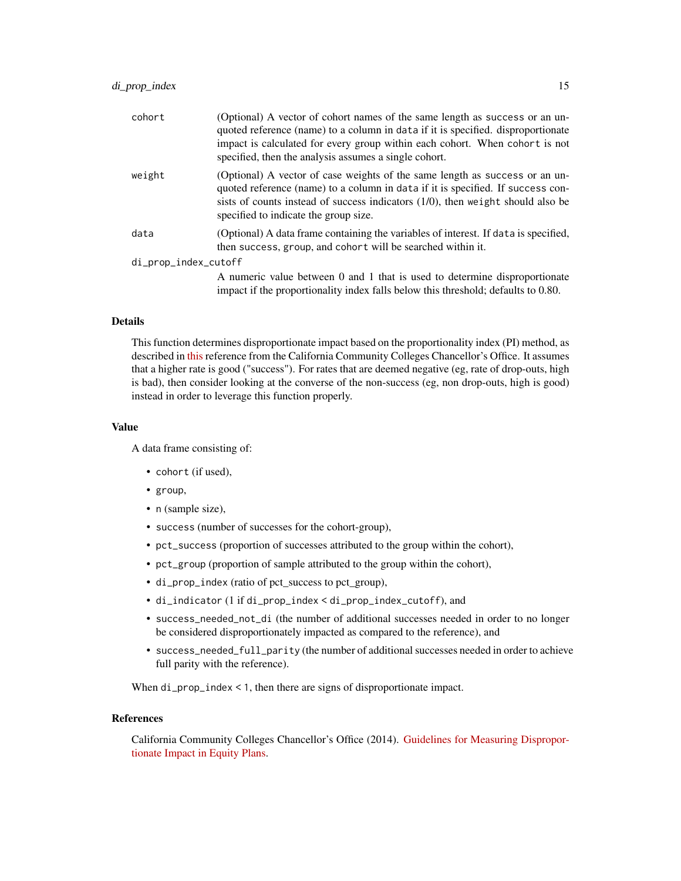| | |
|---|---|
| `cohort` | (Optional) A vector of cohort names of the same length as `success` or an unquoted reference (name) to a column in `data` if it is specified. disproportionate impact is calculated for every group within each cohort. When `cohort` is not specified, then the analysis assumes a single cohort. |
| `weight` | (Optional) A vector of case weights of the same length as `success` or an unquoted reference (name) to a column in `data` if it is specified. If `success` consists of counts instead of success indicators (1/0), then `weight` should also be specified to indicate the group size. |
| `data` | (Optional) A data frame containing the variables of interest. If `data` is specified, then `success`, `group`, and `cohort` will be searched within it. |
| `di_prop_index_cutoff` | A numeric value between 0 and 1 that is used to determine disproportionate impact if the proportionality index falls below this threshold; defaults to 0.80. |

### Details

This function determines disproportionate impact based on the proportionality index (PI) method, as described in this reference from the California Community Colleges Chancellor's Office. It assumes that a higher rate is good ("success"). For rates that are deemed negative (eg, rate of drop-outs, high is bad), then consider looking at the converse of the non-success (eg, non drop-outs, high is good) instead in order to leverage this function properly.

### Value

A data frame consisting of:

- `cohort` (if used),
- `group`,
- `n` (sample size),
- `success` (number of successes for the cohort-group),
- `pct_success` (proportion of successes attributed to the group within the cohort),
- `pct_group` (proportion of sample attributed to the group within the cohort),
- `di_prop_index` (ratio of pct_success to pct_group),
- `di_indicator` (1 if `di_prop_index` < `di_prop_index_cutoff`), and
- `success_needed_not_di` (the number of additional successes needed in order to no longer be considered disproportionately impacted as compared to the reference), and
- `success_needed_full_parity` (the number of additional successes needed in order to achieve full parity with the reference).

When `di_prop_index` < 1, then there are signs of disproportionate impact.

### References

California Community Colleges Chancellor's Office (2014). Guidelines for Measuring Disproportionate Impact in Equity Plans.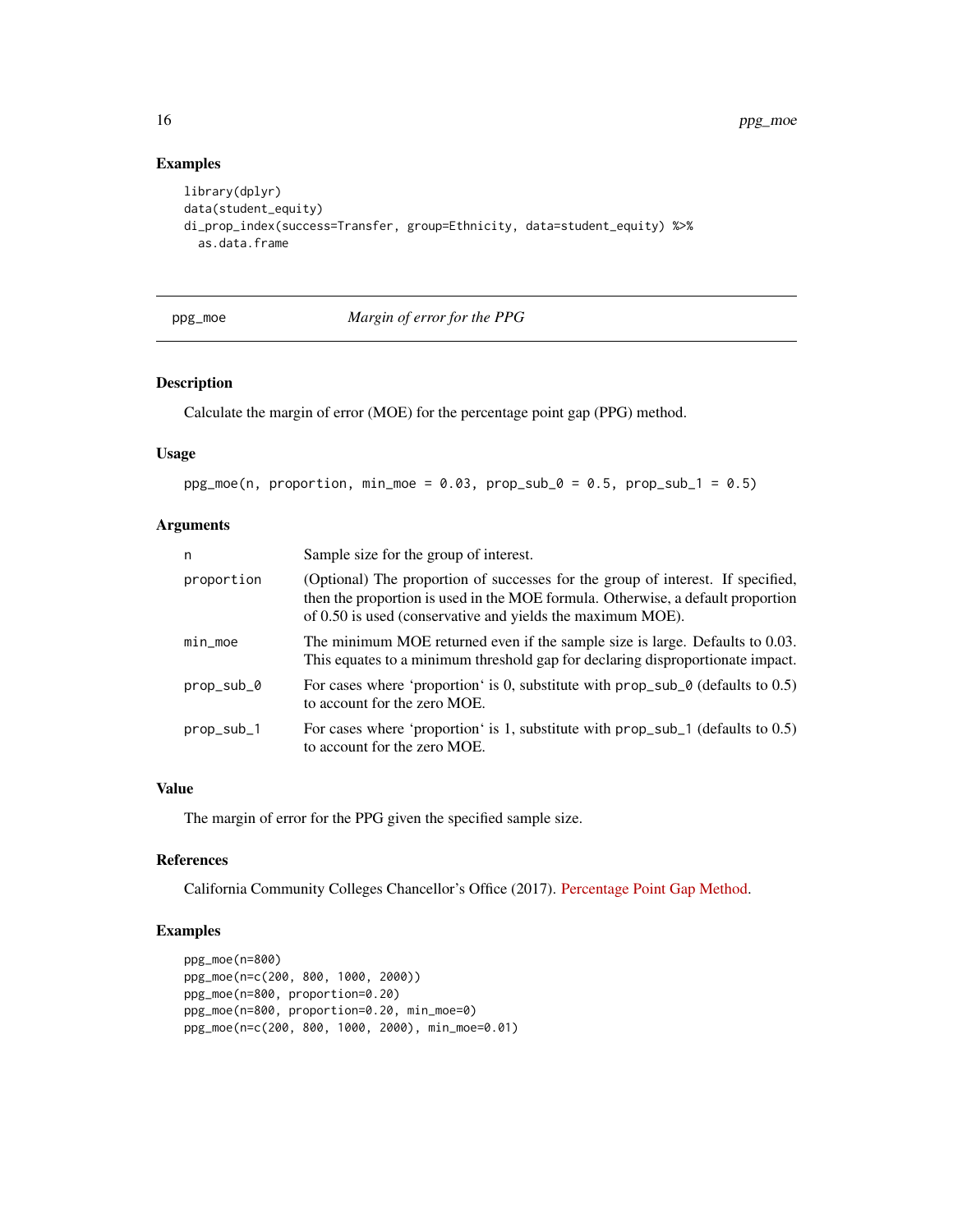### Examples

```
library(dplyr)
data(student_equity)
di_prop_index(success=Transfer, group=Ethnicity, data=student_equity) %>%
  as.data.frame
```

---

## ppg_moe *Margin of error for the PPG*

### Description

Calculate the margin of error (MOE) for the percentage point gap (PPG) method.

### Usage

```
ppg_moe(n, proportion, min_moe = 0.03, prop_sub_0 = 0.5, prop_sub_1 = 0.5)
```

### Arguments

| | |
|---|---|
| `n` | Sample size for the group of interest. |
| `proportion` | (Optional) The proportion of successes for the group of interest. If specified, then the proportion is used in the MOE formula. Otherwise, a default proportion of 0.50 is used (conservative and yields the maximum MOE). |
| `min_moe` | The minimum MOE returned even if the sample size is large. Defaults to 0.03. This equates to a minimum threshold gap for declaring disproportionate impact. |
| `prop_sub_0` | For cases where 'proportion' is 0, substitute with `prop_sub_0` (defaults to 0.5) to account for the zero MOE. |
| `prop_sub_1` | For cases where 'proportion' is 1, substitute with `prop_sub_1` (defaults to 0.5) to account for the zero MOE. |

### Value

The margin of error for the PPG given the specified sample size.

### References

California Community Colleges Chancellor's Office (2017). Percentage Point Gap Method.

### Examples

```
ppg_moe(n=800)
ppg_moe(n=c(200, 800, 1000, 2000))
ppg_moe(n=800, proportion=0.20)
ppg_moe(n=800, proportion=0.20, min_moe=0)
ppg_moe(n=c(200, 800, 1000, 2000), min_moe=0.01)
```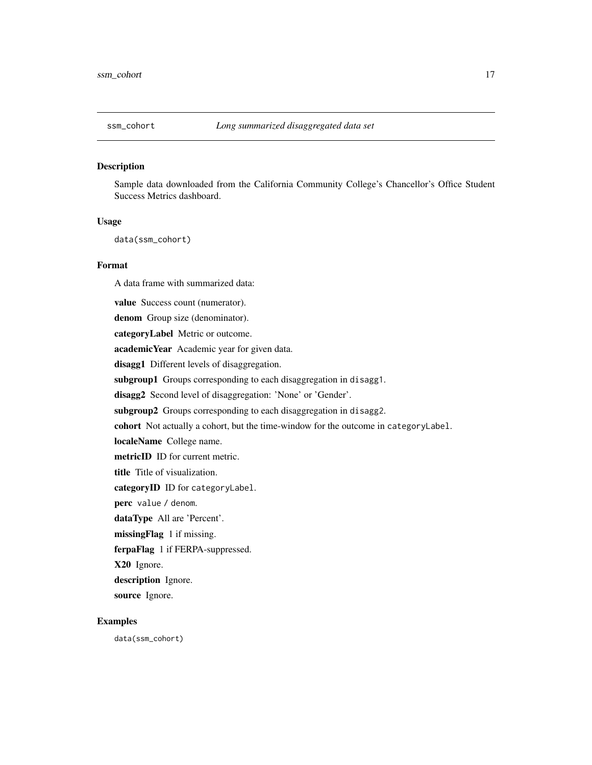## ssm_cohort *Long summarized disaggregated data set*

### Description

Sample data downloaded from the California Community College's Chancellor's Office Student Success Metrics dashboard.

### Usage

```
data(ssm_cohort)
```

### Format

A data frame with summarized data:

**value** Success count (numerator).

**denom** Group size (denominator).

**categoryLabel** Metric or outcome.

**academicYear** Academic year for given data.

**disagg1** Different levels of disaggregation.

**subgroup1** Groups corresponding to each disaggregation in `disagg1`.

**disagg2** Second level of disaggregation: 'None' or 'Gender'.

**subgroup2** Groups corresponding to each disaggregation in `disagg2`.

**cohort** Not actually a cohort, but the time-window for the outcome in `categoryLabel`.

**localeName** College name.

**metricID** ID for current metric.

**title** Title of visualization.

**categoryID** ID for `categoryLabel`.

**perc** `value` / `denom`.

**dataType** All are 'Percent'.

**missingFlag** 1 if missing.

**ferpaFlag** 1 if FERPA-suppressed.

**X20** Ignore.

**description** Ignore.

**source** Ignore.

### Examples

```
data(ssm_cohort)
```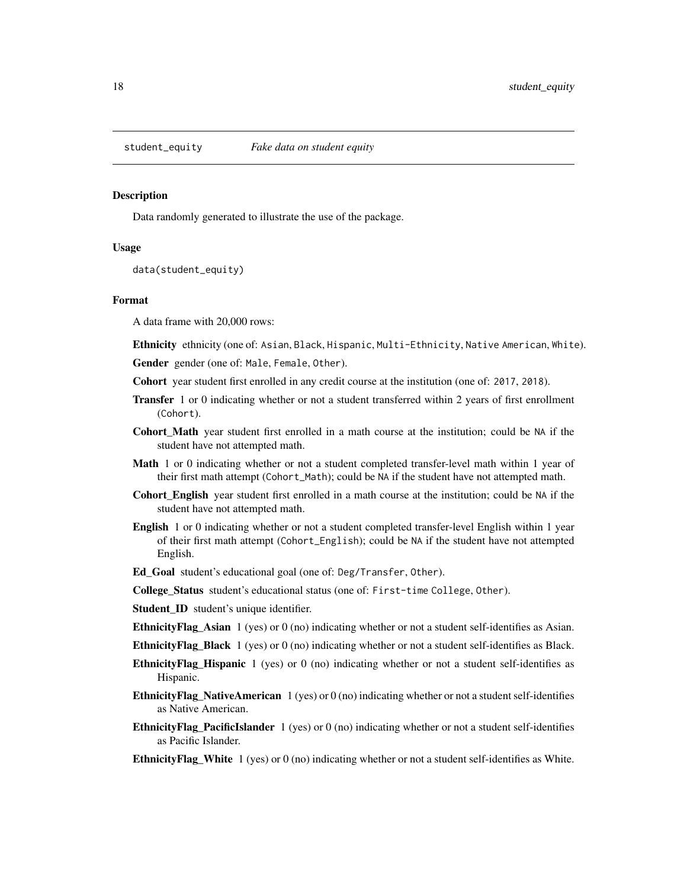## student_equity *Fake data on student equity*

### Description

Data randomly generated to illustrate the use of the package.

### Usage

```
data(student_equity)
```

### Format

A data frame with 20,000 rows:

**Ethnicity** ethnicity (one of: `Asian`, `Black`, `Hispanic`, `Multi-Ethnicity`, `Native American`, `White`).

**Gender** gender (one of: `Male`, `Female`, `Other`).

**Cohort** year student first enrolled in any credit course at the institution (one of: `2017`, `2018`).

**Transfer** 1 or 0 indicating whether or not a student transferred within 2 years of first enrollment (`Cohort`).

**Cohort_Math** year student first enrolled in a math course at the institution; could be `NA` if the student have not attempted math.

**Math** 1 or 0 indicating whether or not a student completed transfer-level math within 1 year of their first math attempt (`Cohort_Math`); could be `NA` if the student have not attempted math.

**Cohort_English** year student first enrolled in a math course at the institution; could be `NA` if the student have not attempted math.

**English** 1 or 0 indicating whether or not a student completed transfer-level English within 1 year of their first math attempt (`Cohort_English`); could be `NA` if the student have not attempted English.

**Ed_Goal** student's educational goal (one of: `Deg/Transfer`, `Other`).

**College_Status** student's educational status (one of: `First-time College`, `Other`).

**Student_ID** student's unique identifier.

**EthnicityFlag_Asian** 1 (yes) or 0 (no) indicating whether or not a student self-identifies as Asian.

**EthnicityFlag_Black** 1 (yes) or 0 (no) indicating whether or not a student self-identifies as Black.

**EthnicityFlag_Hispanic** 1 (yes) or 0 (no) indicating whether or not a student self-identifies as Hispanic.

**EthnicityFlag_NativeAmerican** 1 (yes) or 0 (no) indicating whether or not a student self-identifies as Native American.

**EthnicityFlag_PacificIslander** 1 (yes) or 0 (no) indicating whether or not a student self-identifies as Pacific Islander.

**EthnicityFlag_White** 1 (yes) or 0 (no) indicating whether or not a student self-identifies as White.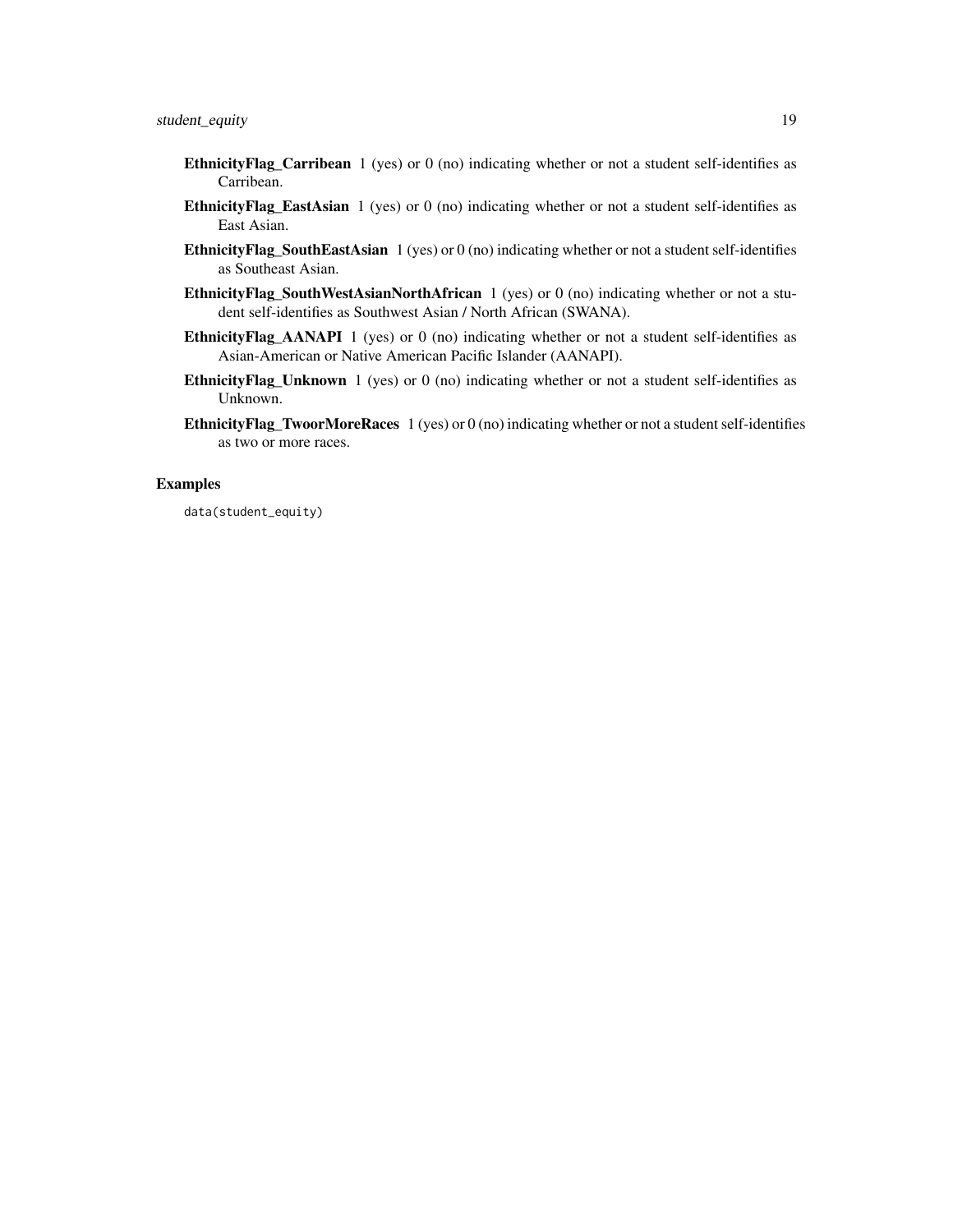**EthnicityFlag_Carribean** 1 (yes) or 0 (no) indicating whether or not a student self-identifies as Carribean.

**EthnicityFlag_EastAsian** 1 (yes) or 0 (no) indicating whether or not a student self-identifies as East Asian.

**EthnicityFlag_SouthEastAsian** 1 (yes) or 0 (no) indicating whether or not a student self-identifies as Southeast Asian.

**EthnicityFlag_SouthWestAsianNorthAfrican** 1 (yes) or 0 (no) indicating whether or not a student self-identifies as Southwest Asian / North African (SWANA).

**EthnicityFlag_AANAPI** 1 (yes) or 0 (no) indicating whether or not a student self-identifies as Asian-American or Native American Pacific Islander (AANAPI).

**EthnicityFlag_Unknown** 1 (yes) or 0 (no) indicating whether or not a student self-identifies as Unknown.

**EthnicityFlag_TwoorMoreRaces** 1 (yes) or 0 (no) indicating whether or not a student self-identifies as two or more races.

## Examples

```
data(student_equity)
```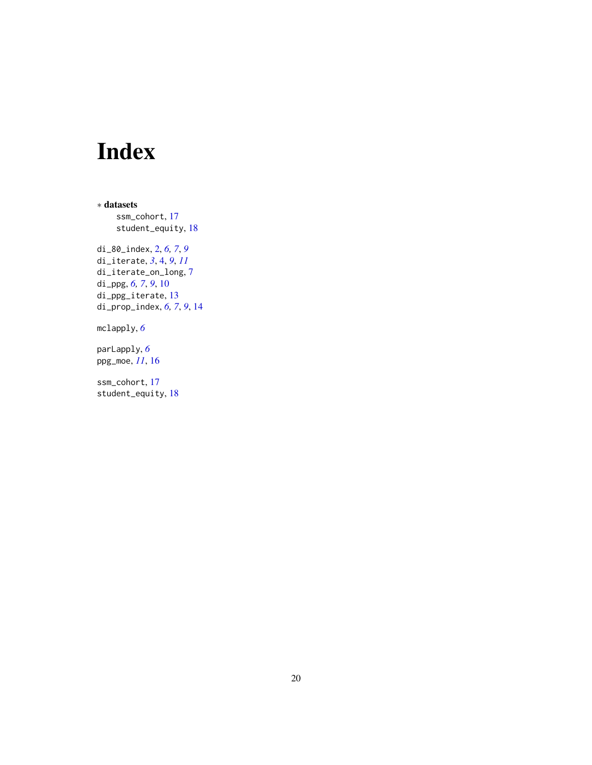# Index

∗ **datasets**
    ssm_cohort, 17
    student_equity, 18

di_80_index, 2, *6, 7*, *9*
di_iterate, *3*, 4, *9*, *11*
di_iterate_on_long, 7
di_ppg, *6, 7*, *9*, 10
di_ppg_iterate, 13
di_prop_index, *6, 7*, *9*, 14

mclapply, *6*

parLapply, *6*
ppg_moe, *11*, 16

ssm_cohort, 17
student_equity, 18